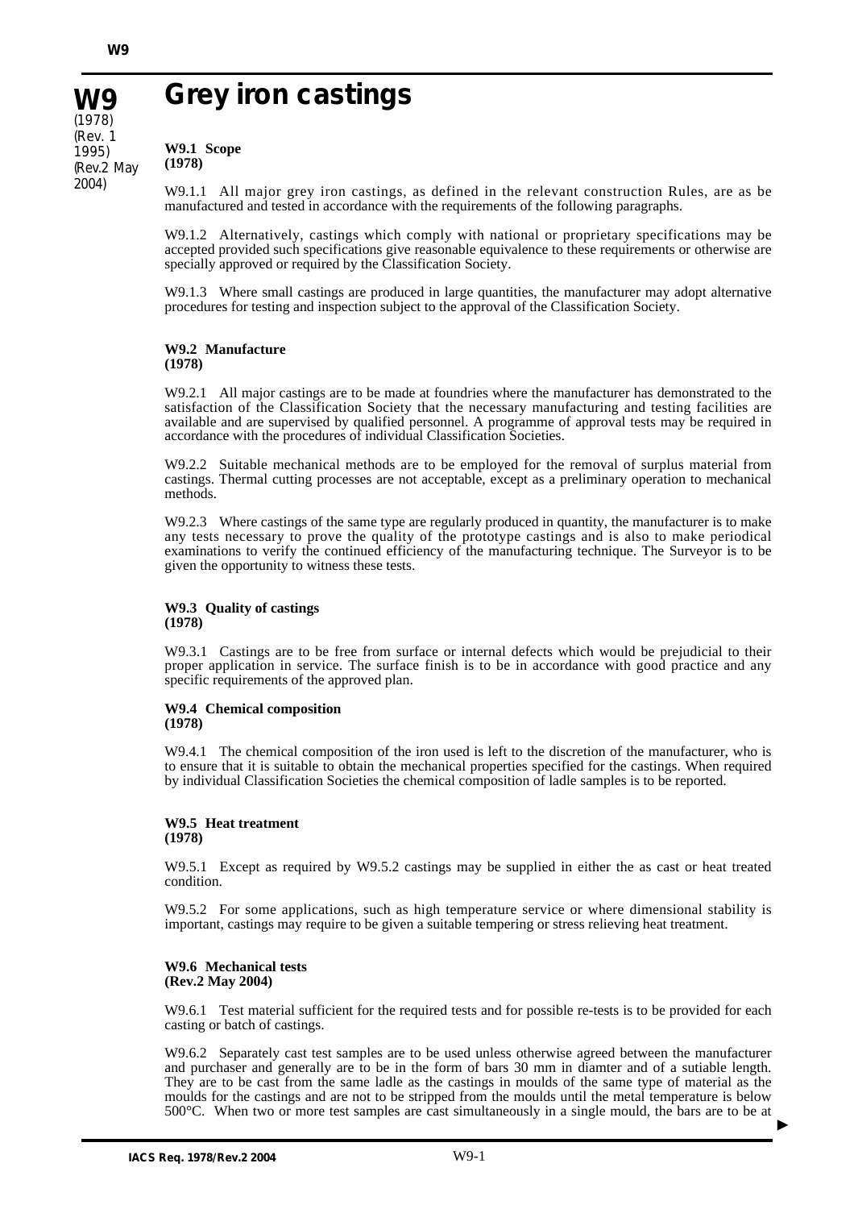# W9 Grey iron castings

(1978)
(Rev. 1 1995)
(Rev.2 May 2004)

**W9.1 Scope**
**(1978)**

W9.1.1 All major grey iron castings, as defined in the relevant construction Rules, are as be manufactured and tested in accordance with the requirements of the following paragraphs.

W9.1.2 Alternatively, castings which comply with national or proprietary specifications may be accepted provided such specifications give reasonable equivalence to these requirements or otherwise are specially approved or required by the Classification Society.

W9.1.3 Where small castings are produced in large quantities, the manufacturer may adopt alternative procedures for testing and inspection subject to the approval of the Classification Society.

**W9.2 Manufacture**
**(1978)**

W9.2.1 All major castings are to be made at foundries where the manufacturer has demonstrated to the satisfaction of the Classification Society that the necessary manufacturing and testing facilities are available and are supervised by qualified personnel. A programme of approval tests may be required in accordance with the procedures of individual Classification Societies.

W9.2.2 Suitable mechanical methods are to be employed for the removal of surplus material from castings. Thermal cutting processes are not acceptable, except as a preliminary operation to mechanical methods.

W9.2.3 Where castings of the same type are regularly produced in quantity, the manufacturer is to make any tests necessary to prove the quality of the prototype castings and is also to make periodical examinations to verify the continued efficiency of the manufacturing technique. The Surveyor is to be given the opportunity to witness these tests.

**W9.3 Quality of castings**
**(1978)**

W9.3.1 Castings are to be free from surface or internal defects which would be prejudicial to their proper application in service. The surface finish is to be in accordance with good practice and any specific requirements of the approved plan.

**W9.4 Chemical composition**
**(1978)**

W9.4.1 The chemical composition of the iron used is left to the discretion of the manufacturer, who is to ensure that it is suitable to obtain the mechanical properties specified for the castings. When required by individual Classification Societies the chemical composition of ladle samples is to be reported.

**W9.5 Heat treatment**
**(1978)**

W9.5.1 Except as required by W9.5.2 castings may be supplied in either the as cast or heat treated condition.

W9.5.2 For some applications, such as high temperature service or where dimensional stability is important, castings may require to be given a suitable tempering or stress relieving heat treatment.

**W9.6 Mechanical tests**
**(Rev.2 May 2004)**

W9.6.1 Test material sufficient for the required tests and for possible re-tests is to be provided for each casting or batch of castings.

W9.6.2 Separately cast test samples are to be used unless otherwise agreed between the manufacturer and purchaser and generally are to be in the form of bars 30 mm in diamter and of a sutiable length. They are to be cast from the same ladle as the castings in moulds of the same type of material as the moulds for the castings and are not to be stripped from the moulds until the metal temperature is below 500°C. When two or more test samples are cast simultaneously in a single mould, the bars are to be at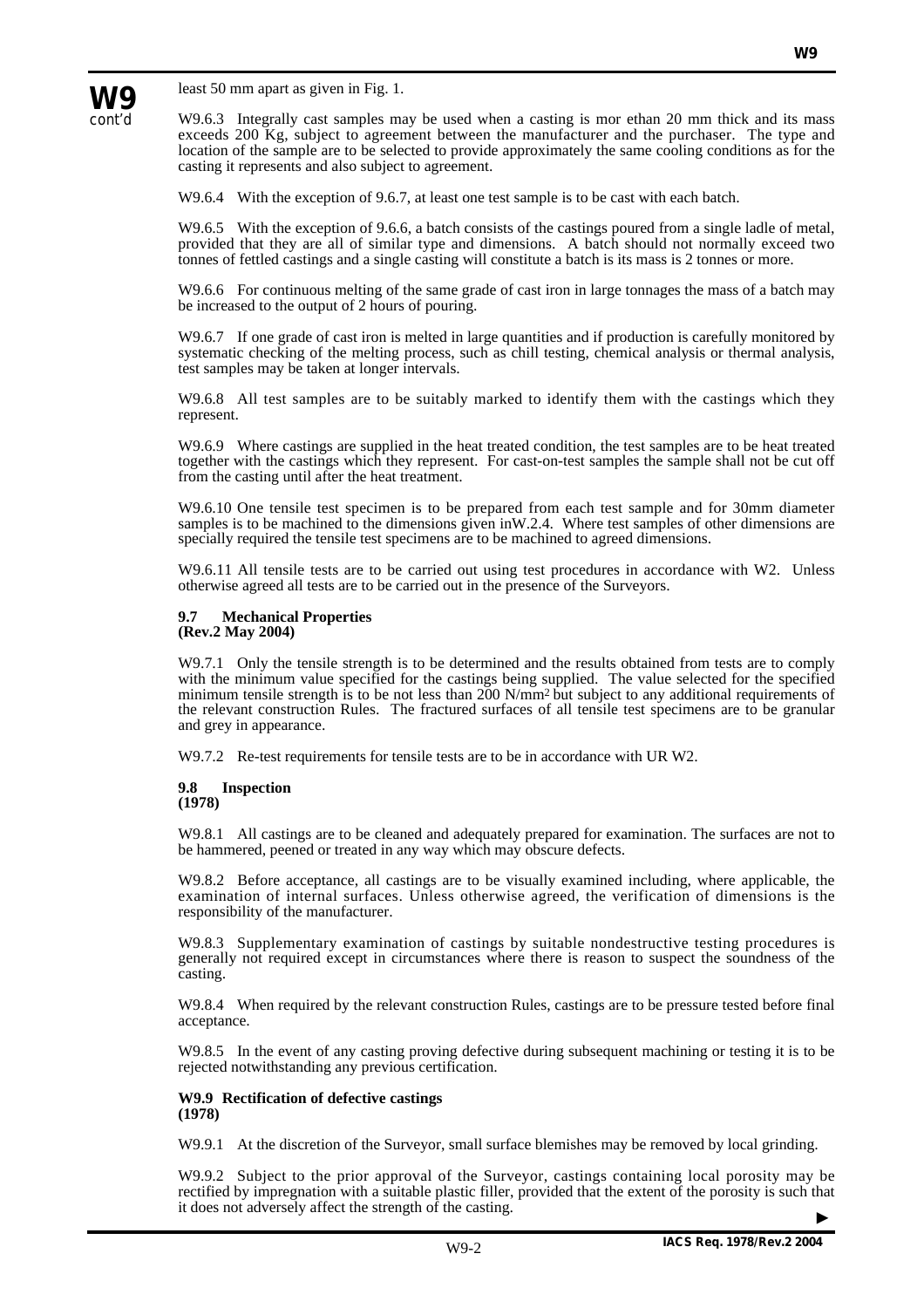least 50 mm apart as given in Fig. 1.

W9.6.3 Integrally cast samples may be used when a casting is mor ethan 20 mm thick and its mass exceeds 200 Kg, subject to agreement between the manufacturer and the purchaser. The type and location of the sample are to be selected to provide approximately the same cooling conditions as for the casting it represents and also subject to agreement.

W9.6.4 With the exception of 9.6.7, at least one test sample is to be cast with each batch.

W9.6.5 With the exception of 9.6.6, a batch consists of the castings poured from a single ladle of metal, provided that they are all of similar type and dimensions. A batch should not normally exceed two tonnes of fettled castings and a single casting will constitute a batch is its mass is 2 tonnes or more.

W9.6.6 For continuous melting of the same grade of cast iron in large tonnages the mass of a batch may be increased to the output of 2 hours of pouring.

W9.6.7 If one grade of cast iron is melted in large quantities and if production is carefully monitored by systematic checking of the melting process, such as chill testing, chemical analysis or thermal analysis, test samples may be taken at longer intervals.

W9.6.8 All test samples are to be suitably marked to identify them with the castings which they represent.

W9.6.9 Where castings are supplied in the heat treated condition, the test samples are to be heat treated together with the castings which they represent. For cast-on-test samples the sample shall not be cut off from the casting until after the heat treatment.

W9.6.10 One tensile test specimen is to be prepared from each test sample and for 30mm diameter samples is to be machined to the dimensions given inW.2.4. Where test samples of other dimensions are specially required the tensile test specimens are to be machined to agreed dimensions.

W9.6.11 All tensile tests are to be carried out using test procedures in accordance with W2. Unless otherwise agreed all tests are to be carried out in the presence of the Surveyors.

**9.7 Mechanical Properties**
**(Rev.2 May 2004)**

W9.7.1 Only the tensile strength is to be determined and the results obtained from tests are to comply with the minimum value specified for the castings being supplied. The value selected for the specified minimum tensile strength is to be not less than 200 $N/mm^2$ but subject to any additional requirements of the relevant construction Rules. The fractured surfaces of all tensile test specimens are to be granular and grey in appearance.

W9.7.2 Re-test requirements for tensile tests are to be in accordance with UR W2.

**9.8 Inspection**
**(1978)**

W9.8.1 All castings are to be cleaned and adequately prepared for examination. The surfaces are not to be hammered, peened or treated in any way which may obscure defects.

W9.8.2 Before acceptance, all castings are to be visually examined including, where applicable, the examination of internal surfaces. Unless otherwise agreed, the verification of dimensions is the responsibility of the manufacturer.

W9.8.3 Supplementary examination of castings by suitable nondestructive testing procedures is generally not required except in circumstances where there is reason to suspect the soundness of the casting.

W9.8.4 When required by the relevant construction Rules, castings are to be pressure tested before final acceptance.

W9.8.5 In the event of any casting proving defective during subsequent machining or testing it is to be rejected notwithstanding any previous certification.

**W9.9 Rectification of defective castings**
**(1978)**

W9.9.1 At the discretion of the Surveyor, small surface blemishes may be removed by local grinding.

W9.9.2 Subject to the prior approval of the Surveyor, castings containing local porosity may be rectified by impregnation with a suitable plastic filler, provided that the extent of the porosity is such that it does not adversely affect the strength of the casting.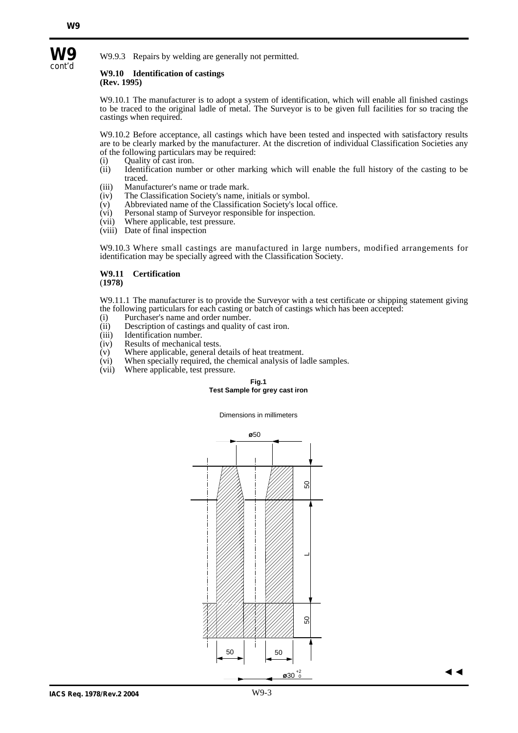W9.9.3 Repairs by welding are generally not permitted.

### W9.10 Identification of castings
**(Rev. 1995)**

W9.10.1 The manufacturer is to adopt a system of identification, which will enable all finished castings to be traced to the original ladle of metal. The Surveyor is to be given full facilities for so tracing the castings when required.

W9.10.2 Before acceptance, all castings which have been tested and inspected with satisfactory results are to be clearly marked by the manufacturer. At the discretion of individual Classification Societies any of the following particulars may be required:

(i) Quality of cast iron.
(ii) Identification number or other marking which will enable the full history of the casting to be traced.
(iii) Manufacturer's name or trade mark.
(iv) The Classification Society's name, initials or symbol.
(v) Abbreviated name of the Classification Society's local office.
(vi) Personal stamp of Surveyor responsible for inspection.
(vii) Where applicable, test pressure.
(viii) Date of final inspection

W9.10.3 Where small castings are manufactured in large numbers, modified arrangements for identification may be specially agreed with the Classification Society.

### W9.11 Certification
**(1978)**

W9.11.1 The manufacturer is to provide the Surveyor with a test certificate or shipping statement giving the following particulars for each casting or batch of castings which has been accepted:

(i) Purchaser's name and order number.
(ii) Description of castings and quality of cast iron.
(iii) Identification number.
(iv) Results of mechanical tests.
(v) Where applicable, general details of heat treatment.
(vi) When specially required, the chemical analysis of ladle samples.
(vii) Where applicable, test pressure.

**Fig.1**
**Test Sample for grey cast iron**

Dimensions in millimeters

ø50

50

L

50

50

50

$ø30^{+2}_{0}$